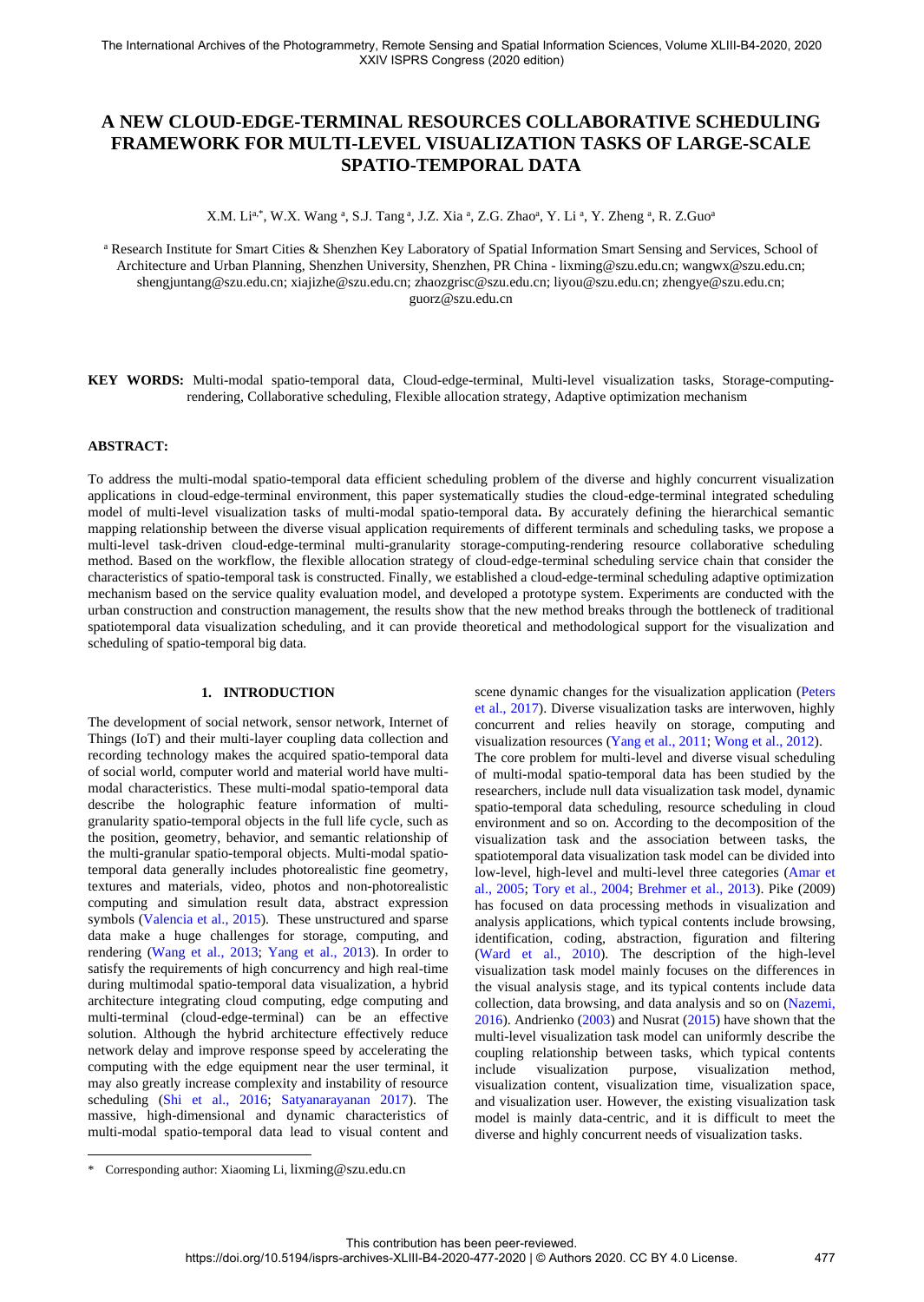# A NEW CLOUD-EDGE-TERMINAL RESOURCES COLLABORATIVE SCHEDULING FRAMEWORK FOR MULTI-LEVEL VISUALIZATION TASKS OF LARGE-SCALE SPATIO-TEMPORAL DATA

X.M. Li[a,*], W.X. Wang [a], S.J. Tang [a], J.Z. Xia [a], Z.G. Zhao[a], Y. Li [a], Y. Zheng [a], R. Z.Guo[a]

[a] Research Institute for Smart Cities & Shenzhen Key Laboratory of Spatial Information Smart Sensing and Services, School of Architecture and Urban Planning, Shenzhen University, Shenzhen, PR China - lixming@szu.edu.cn; wangwx@szu.edu.cn; shengjuntang@szu.edu.cn; xiajizhe@szu.edu.cn; zhaozgrisc@szu.edu.cn; liyou@szu.edu.cn; zhengye@szu.edu.cn; guorz@szu.edu.cn

**KEY WORDS:** Multi-modal spatio-temporal data, Cloud-edge-terminal, Multi-level visualization tasks, Storage-computing-rendering, Collaborative scheduling, Flexible allocation strategy, Adaptive optimization mechanism

## ABSTRACT:

To address the multi-modal spatio-temporal data efficient scheduling problem of the diverse and highly concurrent visualization applications in cloud-edge-terminal environment, this paper systematically studies the cloud-edge-terminal integrated scheduling model of multi-level visualization tasks of multi-modal spatio-temporal data**.** By accurately defining the hierarchical semantic mapping relationship between the diverse visual application requirements of different terminals and scheduling tasks, we propose a multi-level task-driven cloud-edge-terminal multi-granularity storage-computing-rendering resource collaborative scheduling method. Based on the workflow, the flexible allocation strategy of cloud-edge-terminal scheduling service chain that consider the characteristics of spatio-temporal task is constructed. Finally, we established a cloud-edge-terminal scheduling adaptive optimization mechanism based on the service quality evaluation model, and developed a prototype system. Experiments are conducted with the urban construction and construction management, the results show that the new method breaks through the bottleneck of traditional spatiotemporal data visualization scheduling, and it can provide theoretical and methodological support for the visualization and scheduling of spatio-temporal big data.

## 1. INTRODUCTION

The development of social network, sensor network, Internet of Things (IoT) and their multi-layer coupling data collection and recording technology makes the acquired spatio-temporal data of social world, computer world and material world have multi-modal characteristics. These multi-modal spatio-temporal data describe the holographic feature information of multi-granularity spatio-temporal objects in the full life cycle, such as the position, geometry, behavior, and semantic relationship of the multi-granular spatio-temporal objects. Multi-modal spatio-temporal data generally includes photorealistic fine geometry, textures and materials, video, photos and non-photorealistic computing and simulation result data, abstract expression symbols (Valencia et al., 2015). These unstructured and sparse data make a huge challenges for storage, computing, and rendering (Wang et al., 2013; Yang et al., 2013). In order to satisfy the requirements of high concurrency and high real-time during multimodal spatio-temporal data visualization, a hybrid architecture integrating cloud computing, edge computing and multi-terminal (cloud-edge-terminal) can be an effective solution. Although the hybrid architecture effectively reduce network delay and improve response speed by accelerating the computing with the edge equipment near the user terminal, it may also greatly increase complexity and instability of resource scheduling (Shi et al., 2016; Satyanarayanan 2017). The massive, high-dimensional and dynamic characteristics of multi-modal spatio-temporal data lead to visual content and scene dynamic changes for the visualization application (Peters et al., 2017). Diverse visualization tasks are interwoven, highly concurrent and relies heavily on storage, computing and visualization resources (Yang et al., 2011; Wong et al., 2012).

The core problem for multi-level and diverse visual scheduling of multi-modal spatio-temporal data has been studied by the researchers, include null data visualization task model, dynamic spatio-temporal data scheduling, resource scheduling in cloud environment and so on. According to the decomposition of the visualization task and the association between tasks, the spatiotemporal data visualization task model can be divided into low-level, high-level and multi-level three categories (Amar et al., 2005; Tory et al., 2004; Brehmer et al., 2013). Pike (2009) has focused on data processing methods in visualization and analysis applications, which typical contents include browsing, identification, coding, abstraction, figuration and filtering (Ward et al., 2010). The description of the high-level visualization task model mainly focuses on the differences in the visual analysis stage, and its typical contents include data collection, data browsing, and data analysis and so on (Nazemi, 2016). Andrienko (2003) and Nusrat (2015) have shown that the multi-level visualization task model can uniformly describe the coupling relationship between tasks, which typical contents include visualization purpose, visualization method, visualization content, visualization time, visualization space, and visualization user. However, the existing visualization task model is mainly data-centric, and it is difficult to meet the diverse and highly concurrent needs of visualization tasks.

\* Corresponding author: Xiaoming Li, lixming@szu.edu.cn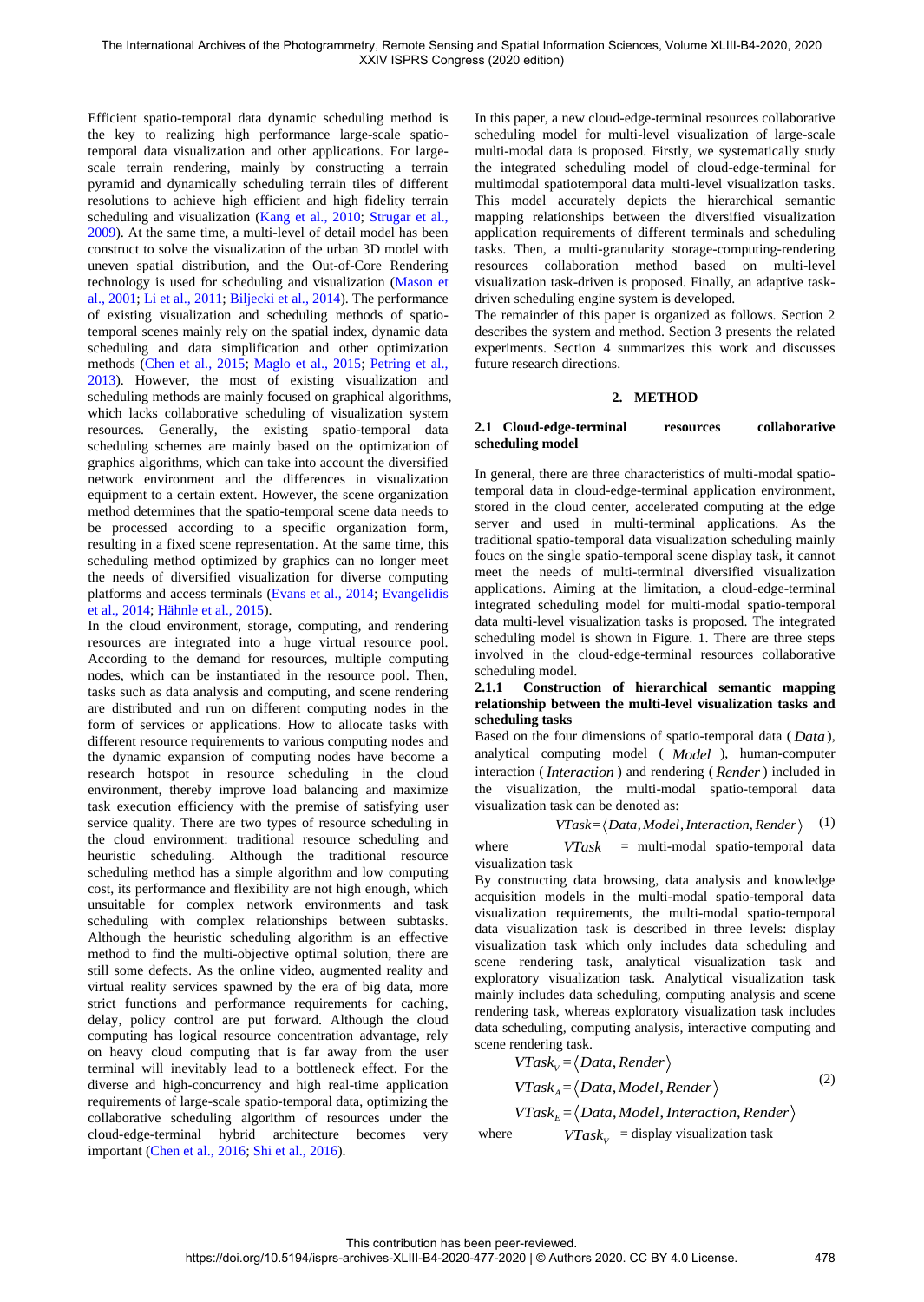Efficient spatio-temporal data dynamic scheduling method is the key to realizing high performance large-scale spatio-temporal data visualization and other applications. For large-scale terrain rendering, mainly by constructing a terrain pyramid and dynamically scheduling terrain tiles of different resolutions to achieve high efficient and high fidelity terrain scheduling and visualization (Kang et al., 2010; Strugar et al., 2009). At the same time, a multi-level of detail model has been construct to solve the visualization of the urban 3D model with uneven spatial distribution, and the Out-of-Core Rendering technology is used for scheduling and visualization (Mason et al., 2001; Li et al., 2011; Biljecki et al., 2014). The performance of existing visualization and scheduling methods of spatio-temporal scenes mainly rely on the spatial index, dynamic data scheduling and data simplification and other optimization methods (Chen et al., 2015; Maglo et al., 2015; Petring et al., 2013). However, the most of existing visualization and scheduling methods are mainly focused on graphical algorithms, which lacks collaborative scheduling of visualization system resources. Generally, the existing spatio-temporal data scheduling schemes are mainly based on the optimization of graphics algorithms, which can take into account the diversified network environment and the differences in visualization equipment to a certain extent. However, the scene organization method determines that the spatio-temporal scene data needs to be processed according to a specific organization form, resulting in a fixed scene representation. At the same time, this scheduling method optimized by graphics can no longer meet the needs of diversified visualization for diverse computing platforms and access terminals (Evans et al., 2014; Evangelidis et al., 2014; Hähnle et al., 2015).

In the cloud environment, storage, computing, and rendering resources are integrated into a huge virtual resource pool. According to the demand for resources, multiple computing nodes, which can be instantiated in the resource pool. Then, tasks such as data analysis and computing, and scene rendering are distributed and run on different computing nodes in the form of services or applications. How to allocate tasks with different resource requirements to various computing nodes and the dynamic expansion of computing nodes have become a research hotspot in resource scheduling in the cloud environment, thereby improve load balancing and maximize task execution efficiency with the premise of satisfying user service quality. There are two types of resource scheduling in the cloud environment: traditional resource scheduling and heuristic scheduling. Although the traditional resource scheduling method has a simple algorithm and low computing cost, its performance and flexibility are not high enough, which unsuitable for complex network environments and task scheduling with complex relationships between subtasks. Although the heuristic scheduling algorithm is an effective method to find the multi-objective optimal solution, there are still some defects. As the online video, augmented reality and virtual reality services spawned by the era of big data, more strict functions and performance requirements for caching, delay, policy control are put forward. Although the cloud computing has logical resource concentration advantage, rely on heavy cloud computing that is far away from the user terminal will inevitably lead to a bottleneck effect. For the diverse and high-concurrency and high real-time application requirements of large-scale spatio-temporal data, optimizing the collaborative scheduling algorithm of resources under the cloud-edge-terminal hybrid architecture becomes very important (Chen et al., 2016; Shi et al., 2016).

In this paper, a new cloud-edge-terminal resources collaborative scheduling model for multi-level visualization of large-scale multi-modal data is proposed. Firstly, we systematically study the integrated scheduling model of cloud-edge-terminal for multimodal spatiotemporal data multi-level visualization tasks. This model accurately depicts the hierarchical semantic mapping relationships between the diversified visualization application requirements of different terminals and scheduling tasks. Then, a multi-granularity storage-computing-rendering resources collaboration method based on multi-level visualization task-driven is proposed. Finally, an adaptive task-driven scheduling engine system is developed.

The remainder of this paper is organized as follows. Section 2 describes the system and method. Section 3 presents the related experiments. Section 4 summarizes this work and discusses future research directions.

## 2. METHOD

### 2.1 Cloud-edge-terminal resources collaborative scheduling model

In general, there are three characteristics of multi-modal spatio-temporal data in cloud-edge-terminal application environment, stored in the cloud center, accelerated computing at the edge server and used in multi-terminal applications. As the traditional spatio-temporal data visualization scheduling mainly foucs on the single spatio-temporal scene display task, it cannot meet the needs of multi-terminal diversified visualization applications. Aiming at the limitation, a cloud-edge-terminal integrated scheduling model for multi-modal spatio-temporal data multi-level visualization tasks is proposed. The integrated scheduling model is shown in Figure. 1. There are three steps involved in the cloud-edge-terminal resources collaborative scheduling model.

#### 2.1.1 Construction of hierarchical semantic mapping relationship between the multi-level visualization tasks and scheduling tasks

Based on the four dimensions of spatio-temporal data ($Data$), analytical computing model ($Model$), human-computer interaction ($Interaction$) and rendering ($Render$) included in the visualization, the multi-modal spatio-temporal data visualization task can be denoted as:

$$VTask = \langle Data, Model, Interaction, Render \rangle \quad (1)$$

where $VTask$ = multi-modal spatio-temporal data visualization task

By constructing data browsing, data analysis and knowledge acquisition models in the multi-modal spatio-temporal data visualization requirements, the multi-modal spatio-temporal data visualization task is described in three levels: display visualization task which only includes data scheduling and scene rendering task, analytical visualization task and exploratory visualization task. Analytical visualization task mainly includes data scheduling, computing analysis and scene rendering task, whereas exploratory visualization task includes data scheduling, computing analysis, interactive computing and scene rendering task.

$$\begin{aligned} VTask_V &= \langle Data, Render \rangle \\ VTask_A &= \langle Data, Model, Render \rangle \\ VTask_E &= \langle Data, Model, Interaction, Render \rangle \end{aligned} \quad (2)$$

where $VTask_V$ = display visualization task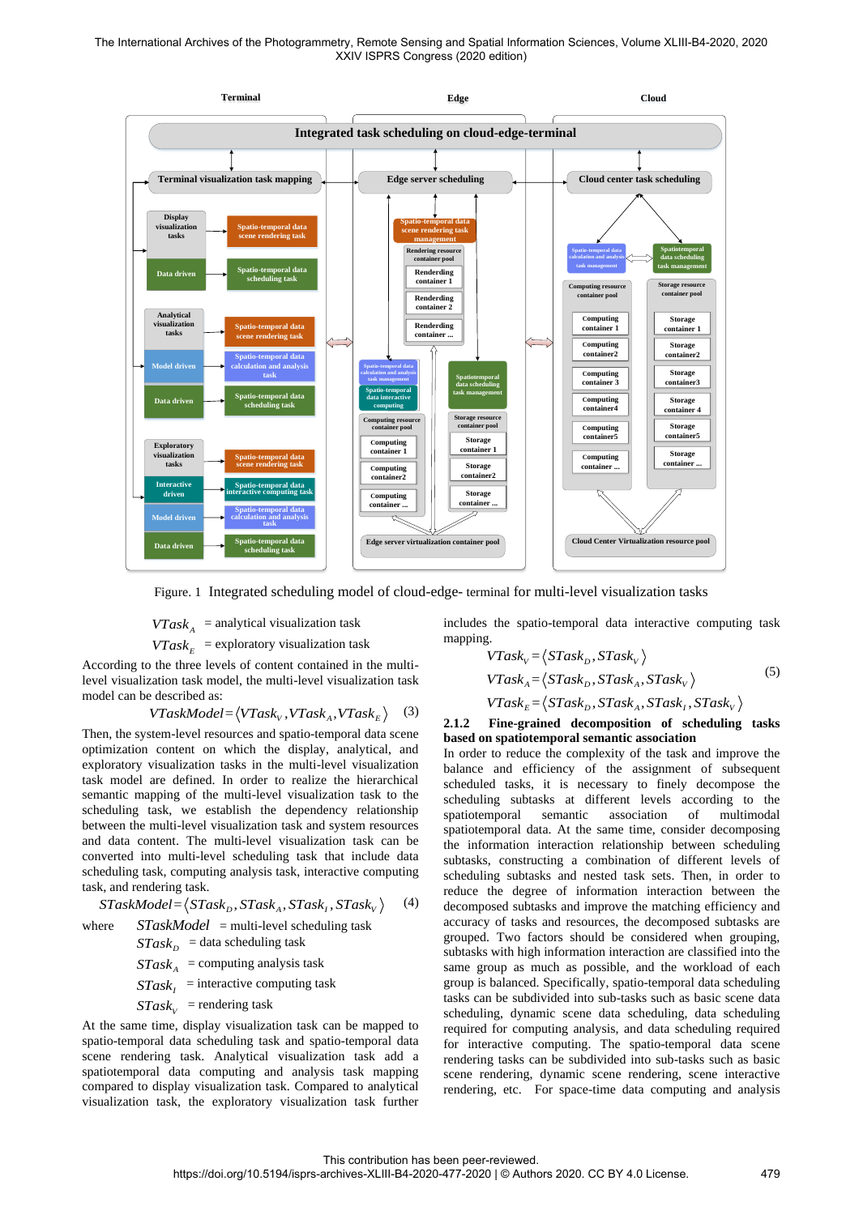Figure. 1 Integrated scheduling model of cloud-edge- terminal for multi-level visualization tasks

$VTask_A$ = analytical visualization task

$VTask_E$ = exploratory visualization task

According to the three levels of content contained in the multi-level visualization task model, the multi-level visualization task model can be described as:

$$VTaskModel = \langle VTask_V, VTask_A, VTask_E \rangle \quad (3)$$

Then, the system-level resources and spatio-temporal data scene optimization content on which the display, analytical, and exploratory visualization tasks in the multi-level visualization task model depend are defined. In order to realize the hierarchical semantic mapping of the multi-level visualization task to the scheduling task, we establish the dependency relationship between the multi-level visualization task and system resources and data content. The multi-level visualization task can be converted into multi-level scheduling task that include data scheduling task, computing analysis task, interactive computing task, and rendering task.

$$STaskModel = \langle STask_D, STask_A, STask_I, STask_V \rangle \quad (4)$$

where $STaskModel$ = multi-level scheduling task

$STask_D$ = data scheduling task

$STask_A$ = computing analysis task

$STask_I$ = interactive computing task

$STask_V$ = rendering task

At the same time, display visualization task can be mapped to spatio-temporal data scheduling task and spatio-temporal data scene rendering task. Analytical visualization task add a spatiotemporal data computing and analysis task mapping compared to display visualization task. Compared to analytical visualization task, the exploratory visualization task further includes the spatio-temporal data interactive computing task mapping.

$$VTask_V = \langle STask_D, STask_V \rangle$$
$$VTask_A = \langle STask_D, STask_A, STask_V \rangle \quad (5)$$
$$VTask_E = \langle STask_D, STask_A, STask_I, STask_V \rangle$$

### 2.1.2 Fine-grained decomposition of scheduling tasks based on spatiotemporal semantic association

In order to reduce the complexity of the task and improve the balance and efficiency of the assignment of subsequent scheduled tasks, it is necessary to finely decompose the scheduling subtasks at different levels according to the spatiotemporal semantic association of multimodal spatiotemporal data. At the same time, consider decomposing the information interaction relationship between scheduling subtasks, constructing a combination of different levels of scheduling subtasks and nested task sets. Then, in order to reduce the degree of information interaction between the decomposed subtasks and improve the matching efficiency and accuracy of tasks and resources, the decomposed subtasks are grouped. Two factors should be considered when grouping, subtasks with high information interaction are classified into the same group as much as possible, and the workload of each group is balanced. Specifically, spatio-temporal data scheduling tasks can be subdivided into sub-tasks such as basic scene data scheduling, dynamic scene data scheduling, data scheduling required for computing analysis, and data scheduling required for interactive computing. The spatio-temporal data scene rendering tasks can be subdivided into sub-tasks such as basic scene rendering, dynamic scene rendering, scene interactive rendering, etc. For space-time data computing and analysis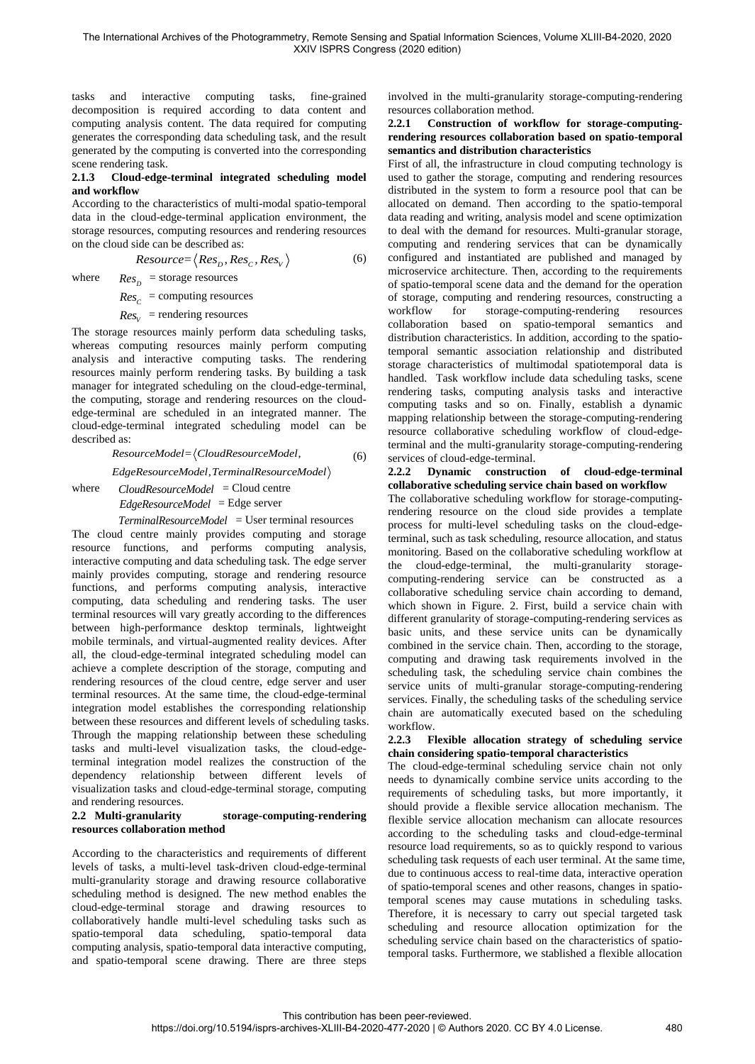tasks and interactive computing tasks, fine-grained decomposition is required according to data content and computing analysis content. The data required for computing generates the corresponding data scheduling task, and the result generated by the computing is converted into the corresponding scene rendering task.

### 2.1.3 Cloud-edge-terminal integrated scheduling model and workflow

According to the characteristics of multi-modal spatio-temporal data in the cloud-edge-terminal application environment, the storage resources, computing resources and rendering resources on the cloud side can be described as:

$$Resource = \langle Res_D, Res_C, Res_V \rangle \tag{6}$$

where $Res_D$ = storage resources
$Res_C$ = computing resources
$Res_V$ = rendering resources

The storage resources mainly perform data scheduling tasks, whereas computing resources mainly perform computing analysis and interactive computing tasks. The rendering resources mainly perform rendering tasks. By building a task manager for integrated scheduling on the cloud-edge-terminal, the computing, storage and rendering resources on the cloud-edge-terminal are scheduled in an integrated manner. The cloud-edge-terminal integrated scheduling model can be described as:

$$ResourceModel = \langle CloudResourceModel, \\ EdgeResourceModel, TerminalResourceModel \rangle \tag{6}$$

where $CloudResourceModel$ = Cloud centre
$EdgeResourceModel$ = Edge server
$TerminalResourceModel$ = User terminal resources

The cloud centre mainly provides computing and storage resource functions, and performs computing analysis, interactive computing and data scheduling task. The edge server mainly provides computing, storage and rendering resource functions, and performs computing analysis, interactive computing, data scheduling and rendering tasks. The user terminal resources will vary greatly according to the differences between high-performance desktop terminals, lightweight mobile terminals, and virtual-augmented reality devices. After all, the cloud-edge-terminal integrated scheduling model can achieve a complete description of the storage, computing and rendering resources of the cloud centre, edge server and user terminal resources. At the same time, the cloud-edge-terminal integration model establishes the corresponding relationship between these resources and different levels of scheduling tasks. Through the mapping relationship between these scheduling tasks and multi-level visualization tasks, the cloud-edge-terminal integration model realizes the construction of the dependency relationship between different levels of visualization tasks and cloud-edge-terminal storage, computing and rendering resources.

## 2.2 Multi-granularity storage-computing-rendering resources collaboration method

According to the characteristics and requirements of different levels of tasks, a multi-level task-driven cloud-edge-terminal multi-granularity storage and drawing resource collaborative scheduling method is designed. The new method enables the cloud-edge-terminal storage and drawing resources to collaboratively handle multi-level scheduling tasks such as spatio-temporal data scheduling, spatio-temporal data computing analysis, spatio-temporal data interactive computing, and spatio-temporal scene drawing. There are three steps involved in the multi-granularity storage-computing-rendering resources collaboration method.

### 2.2.1 Construction of workflow for storage-computing-rendering resources collaboration based on spatio-temporal semantics and distribution characteristics

First of all, the infrastructure in cloud computing technology is used to gather the storage, computing and rendering resources distributed in the system to form a resource pool that can be allocated on demand. Then according to the spatio-temporal data reading and writing, analysis model and scene optimization to deal with the demand for resources. Multi-granular storage, computing and rendering services that can be dynamically configured and instantiated are published and managed by microservice architecture. Then, according to the requirements of spatio-temporal scene data and the demand for the operation of storage, computing and rendering resources, constructing a workflow for storage-computing-rendering resources collaboration based on spatio-temporal semantics and distribution characteristics. In addition, according to the spatio-temporal semantic association relationship and distributed storage characteristics of multimodal spatiotemporal data is handled. Task workflow include data scheduling tasks, scene rendering tasks, computing analysis tasks and interactive computing tasks and so on. Finally, establish a dynamic mapping relationship between the storage-computing-rendering resource collaborative scheduling workflow of cloud-edge-terminal and the multi-granularity storage-computing-rendering services of cloud-edge-terminal.

### 2.2.2 Dynamic construction of cloud-edge-terminal collaborative scheduling service chain based on workflow

The collaborative scheduling workflow for storage-computing-rendering resource on the cloud side provides a template process for multi-level scheduling tasks on the cloud-edge-terminal, such as task scheduling, resource allocation, and status monitoring. Based on the collaborative scheduling workflow at the cloud-edge-terminal, the multi-granularity storage-computing-rendering service can be constructed as a collaborative scheduling service chain according to demand, which shown in Figure. 2. First, build a service chain with different granularity of storage-computing-rendering services as basic units, and these service units can be dynamically combined in the service chain. Then, according to the storage, computing and drawing task requirements involved in the scheduling task, the scheduling service chain combines the service units of multi-granular storage-computing-rendering services. Finally, the scheduling tasks of the scheduling service chain are automatically executed based on the scheduling workflow.

### 2.2.3 Flexible allocation strategy of scheduling service chain considering spatio-temporal characteristics

The cloud-edge-terminal scheduling service chain not only needs to dynamically combine service units according to the requirements of scheduling tasks, but more importantly, it should provide a flexible service allocation mechanism. The flexible service allocation mechanism can allocate resources according to the scheduling tasks and cloud-edge-terminal resource load requirements, so as to quickly respond to various scheduling task requests of each user terminal. At the same time, due to continuous access to real-time data, interactive operation of spatio-temporal scenes and other reasons, changes in spatio-temporal scenes may cause mutations in scheduling tasks. Therefore, it is necessary to carry out special targeted task scheduling and resource allocation optimization for the scheduling service chain based on the characteristics of spatio-temporal tasks. Furthermore, we stablished a flexible allocation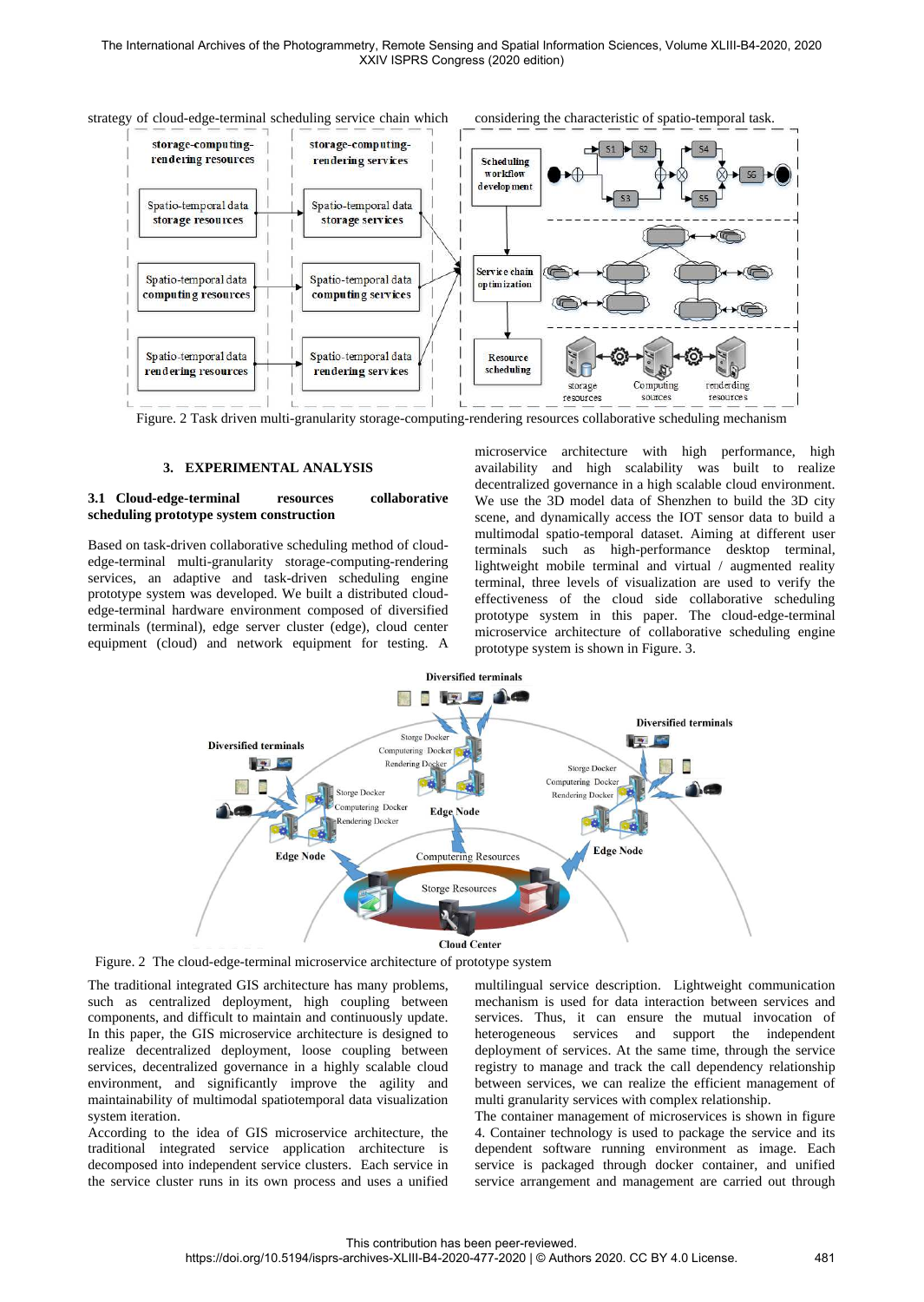strategy of cloud-edge-terminal scheduling service chain which considering the characteristic of spatio-temporal task.

Figure. 2 Task driven multi-granularity storage-computing-rendering resources collaborative scheduling mechanism

## 3. EXPERIMENTAL ANALYSIS

### 3.1 Cloud-edge-terminal resources collaborative scheduling prototype system construction

Based on task-driven collaborative scheduling method of cloud-edge-terminal multi-granularity storage-computing-rendering services, an adaptive and task-driven scheduling engine prototype system was developed. We built a distributed cloud-edge-terminal hardware environment composed of diversified terminals (terminal), edge server cluster (edge), cloud center equipment (cloud) and network equipment for testing. A microservice architecture with high performance, high availability and high scalability was built to realize decentralized governance in a high scalable cloud environment. We use the 3D model data of Shenzhen to build the 3D city scene, and dynamically access the IOT sensor data to build a multimodal spatio-temporal dataset. Aiming at different user terminals such as high-performance desktop terminal, lightweight mobile terminal and virtual / augmented reality terminal, three levels of visualization are used to verify the effectiveness of the cloud side collaborative scheduling prototype system in this paper. The cloud-edge-terminal microservice architecture of collaborative scheduling engine prototype system is shown in Figure. 3.

Figure. 2 The cloud-edge-terminal microservice architecture of prototype system

The traditional integrated GIS architecture has many problems, such as centralized deployment, high coupling between components, and difficult to maintain and continuously update. In this paper, the GIS microservice architecture is designed to realize decentralized deployment, loose coupling between services, decentralized governance in a highly scalable cloud environment, and significantly improve the agility and maintainability of multimodal spatiotemporal data visualization system iteration.

According to the idea of GIS microservice architecture, the traditional integrated service application architecture is decomposed into independent service clusters. Each service in the service cluster runs in its own process and uses a unified multilingual service description. Lightweight communication mechanism is used for data interaction between services and services. Thus, it can ensure the mutual invocation of heterogeneous services and support the independent deployment of services. At the same time, through the service registry to manage and track the call dependency relationship between services, we can realize the efficient management of multi granularity services with complex relationship.

The container management of microservices is shown in figure 4. Container technology is used to package the service and its dependent software running environment as image. Each service is packaged through docker container, and unified service arrangement and management are carried out through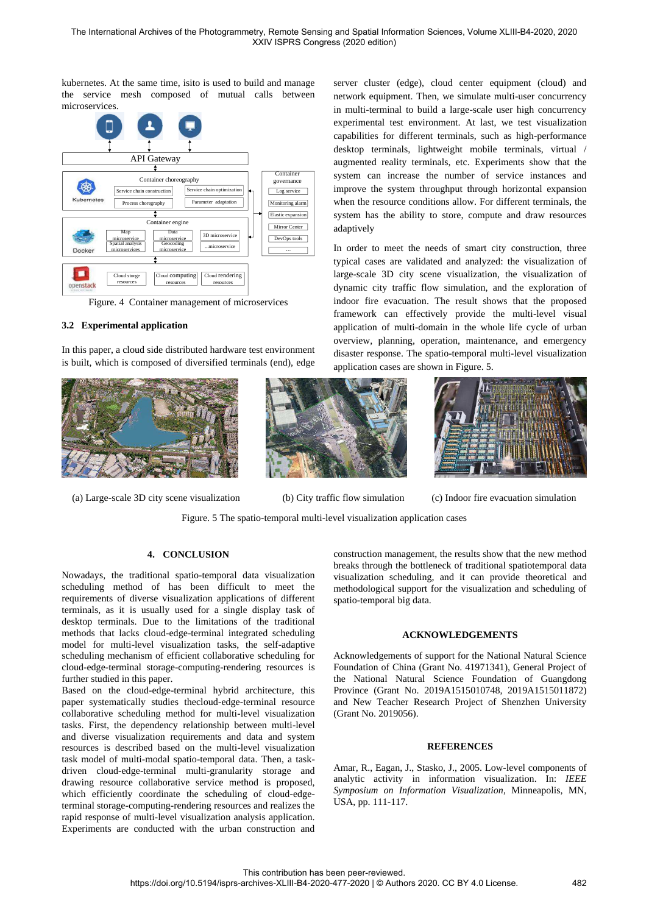kubernetes. At the same time, isito is used to build and manage the service mesh composed of mutual calls between microservices.

Figure. 4 Container management of microservices

## 3.2 Experimental application

In this paper, a cloud side distributed hardware test environment is built, which is composed of diversified terminals (end), edge server cluster (edge), cloud center equipment (cloud) and network equipment. Then, we simulate multi-user concurrency in multi-terminal to build a large-scale user high concurrency experimental test environment. At last, we test visualization capabilities for different terminals, such as high-performance desktop terminals, lightweight mobile terminals, virtual / augmented reality terminals, etc. Experiments show that the system can increase the number of service instances and improve the system throughput through horizontal expansion when the resource conditions allow. For different terminals, the system has the ability to store, compute and draw resources adaptively

In order to meet the needs of smart city construction, three typical cases are validated and analyzed: the visualization of large-scale 3D city scene visualization, the visualization of dynamic city traffic flow simulation, and the exploration of indoor fire evacuation. The result shows that the proposed framework can effectively provide the multi-level visual application of multi-domain in the whole life cycle of urban overview, planning, operation, maintenance, and emergency disaster response. The spatio-temporal multi-level visualization application cases are shown in Figure. 5.

(a) Large-scale 3D city scene visualization

(b) City traffic flow simulation

(c) Indoor fire evacuation simulation

Figure. 5 The spatio-temporal multi-level visualization application cases

# 4. CONCLUSION

Nowadays, the traditional spatio-temporal data visualization scheduling method of has been difficult to meet the requirements of diverse visualization applications of different terminals, as it is usually used for a single display task of desktop terminals. Due to the limitations of the traditional methods that lacks cloud-edge-terminal integrated scheduling model for multi-level visualization tasks, the self-adaptive scheduling mechanism of efficient collaborative scheduling for cloud-edge-terminal storage-computing-rendering resources is further studied in this paper.

Based on the cloud-edge-terminal hybrid architecture, this paper systematically studies thecloud-edge-terminal resource collaborative scheduling method for multi-level visualization tasks. First, the dependency relationship between multi-level and diverse visualization requirements and data and system resources is described based on the multi-level visualization task model of multi-modal spatio-temporal data. Then, a task-driven cloud-edge-terminal multi-granularity storage and drawing resource collaborative service method is proposed, which efficiently coordinate the scheduling of cloud-edge-terminal storage-computing-rendering resources and realizes the rapid response of multi-level visualization analysis application. Experiments are conducted with the urban construction and construction management, the results show that the new method breaks through the bottleneck of traditional spatiotemporal data visualization scheduling, and it can provide theoretical and methodological support for the visualization and scheduling of spatio-temporal big data.

# ACKNOWLEDGEMENTS

Acknowledgements of support for the National Natural Science Foundation of China (Grant No. 41971341), General Project of the National Natural Science Foundation of Guangdong Province (Grant No. 2019A1515010748, 2019A1515011872) and New Teacher Research Project of Shenzhen University (Grant No. 2019056).

# REFERENCES

Amar, R., Eagan, J., Stasko, J., 2005. Low-level components of analytic activity in information visualization. In: *IEEE Symposium on Information Visualization*, Minneapolis, MN, USA, pp. 111-117.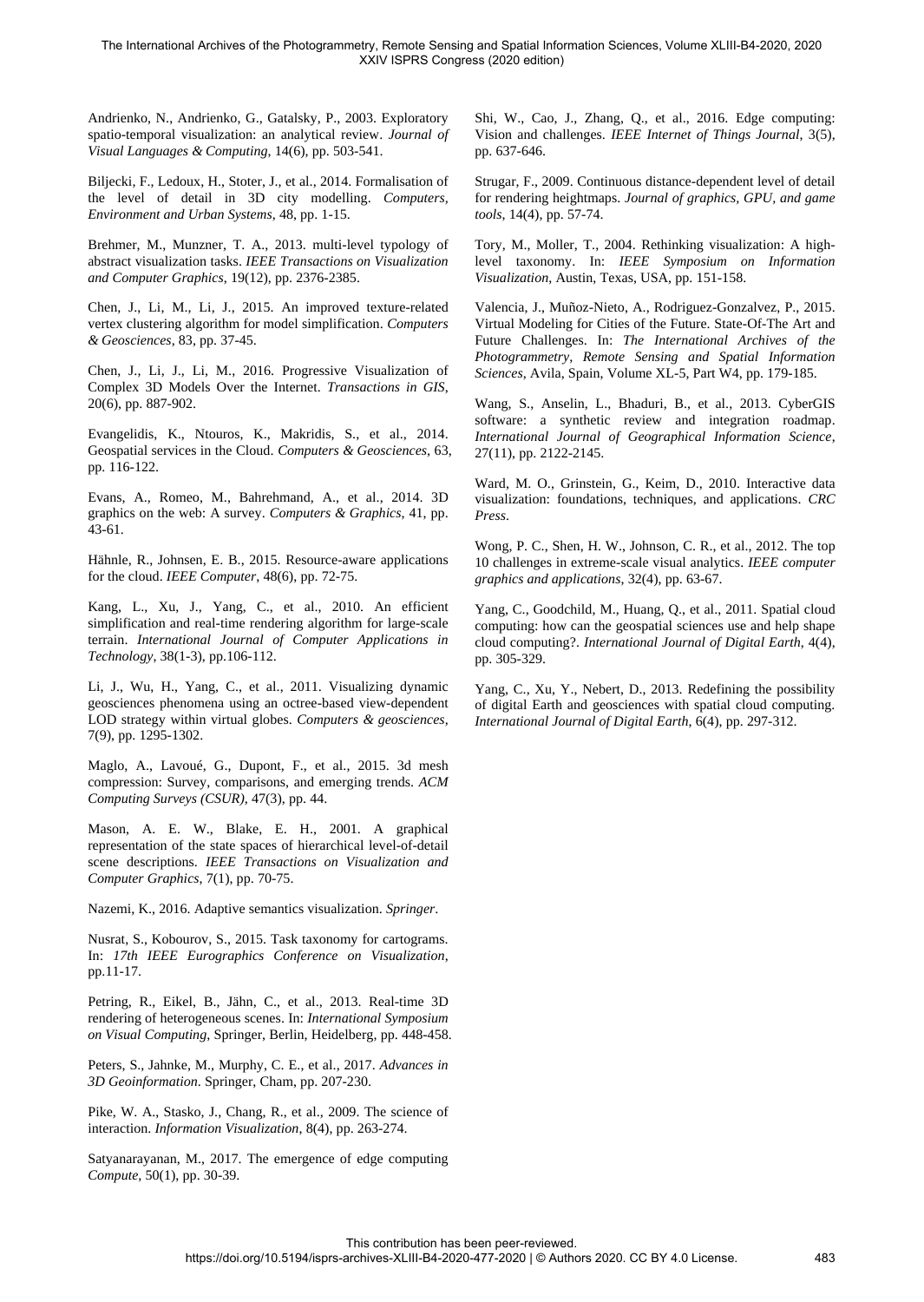Andrienko, N., Andrienko, G., Gatalsky, P., 2003. Exploratory spatio-temporal visualization: an analytical review. *Journal of Visual Languages & Computing*, 14(6), pp. 503-541.

Biljecki, F., Ledoux, H., Stoter, J., et al., 2014. Formalisation of the level of detail in 3D city modelling. *Computers, Environment and Urban Systems*, 48, pp. 1-15.

Brehmer, M., Munzner, T. A., 2013. multi-level typology of abstract visualization tasks. *IEEE Transactions on Visualization and Computer Graphics*, 19(12), pp. 2376-2385.

Chen, J., Li, M., Li, J., 2015. An improved texture-related vertex clustering algorithm for model simplification. *Computers & Geosciences*, 83, pp. 37-45.

Chen, J., Li, J., Li, M., 2016. Progressive Visualization of Complex 3D Models Over the Internet. *Transactions in GIS*, 20(6), pp. 887-902.

Evangelidis, K., Ntouros, K., Makridis, S., et al., 2014. Geospatial services in the Cloud. *Computers & Geosciences*, 63, pp. 116-122.

Evans, A., Romeo, M., Bahrehmand, A., et al., 2014. 3D graphics on the web: A survey. *Computers & Graphics*, 41, pp. 43-61.

Hähnle, R., Johnsen, E. B., 2015. Resource-aware applications for the cloud. *IEEE Computer*, 48(6), pp. 72-75.

Kang, L., Xu, J., Yang, C., et al., 2010. An efficient simplification and real-time rendering algorithm for large-scale terrain. *International Journal of Computer Applications in Technology*, 38(1-3), pp.106-112.

Li, J., Wu, H., Yang, C., et al., 2011. Visualizing dynamic geosciences phenomena using an octree-based view-dependent LOD strategy within virtual globes. *Computers & geosciences*, 7(9), pp. 1295-1302.

Maglo, A., Lavoué, G., Dupont, F., et al., 2015. 3d mesh compression: Survey, comparisons, and emerging trends. *ACM Computing Surveys (CSUR)*, 47(3), pp. 44.

Mason, A. E. W., Blake, E. H., 2001. A graphical representation of the state spaces of hierarchical level-of-detail scene descriptions. *IEEE Transactions on Visualization and Computer Graphics*, 7(1), pp. 70-75.

Nazemi, K., 2016. Adaptive semantics visualization. *Springer*.

Nusrat, S., Kobourov, S., 2015. Task taxonomy for cartograms. In: *17th IEEE Eurographics Conference on Visualization*, pp.11-17.

Petring, R., Eikel, B., Jähn, C., et al., 2013. Real-time 3D rendering of heterogeneous scenes. In: *International Symposium on Visual Computing*, Springer, Berlin, Heidelberg, pp. 448-458.

Peters, S., Jahnke, M., Murphy, C. E., et al., 2017. *Advances in 3D Geoinformation*. Springer, Cham, pp. 207-230.

Pike, W. A., Stasko, J., Chang, R., et al., 2009. The science of interaction. *Information Visualization*, 8(4), pp. 263-274.

Satyanarayanan, M., 2017. The emergence of edge computing *Compute*, 50(1), pp. 30-39.

Shi, W., Cao, J., Zhang, Q., et al., 2016. Edge computing: Vision and challenges. *IEEE Internet of Things Journal*, 3(5), pp. 637-646.

Strugar, F., 2009. Continuous distance-dependent level of detail for rendering heightmaps. *Journal of graphics, GPU, and game tools*, 14(4), pp. 57-74.

Tory, M., Moller, T., 2004. Rethinking visualization: A high-level taxonomy. In: *IEEE Symposium on Information Visualization*, Austin, Texas, USA, pp. 151-158.

Valencia, J., Muñoz-Nieto, A., Rodriguez-Gonzalvez, P., 2015. Virtual Modeling for Cities of the Future. State-Of-The Art and Future Challenges. In: *The International Archives of the Photogrammetry, Remote Sensing and Spatial Information Sciences*, Avila, Spain, Volume XL-5, Part W4, pp. 179-185.

Wang, S., Anselin, L., Bhaduri, B., et al., 2013. CyberGIS software: a synthetic review and integration roadmap. *International Journal of Geographical Information Science*, 27(11), pp. 2122-2145.

Ward, M. O., Grinstein, G., Keim, D., 2010. Interactive data visualization: foundations, techniques, and applications. *CRC Press*.

Wong, P. C., Shen, H. W., Johnson, C. R., et al., 2012. The top 10 challenges in extreme-scale visual analytics. *IEEE computer graphics and applications*, 32(4), pp. 63-67.

Yang, C., Goodchild, M., Huang, Q., et al., 2011. Spatial cloud computing: how can the geospatial sciences use and help shape cloud computing?. *International Journal of Digital Earth*, 4(4), pp. 305-329.

Yang, C., Xu, Y., Nebert, D., 2013. Redefining the possibility of digital Earth and geosciences with spatial cloud computing. *International Journal of Digital Earth*, 6(4), pp. 297-312.